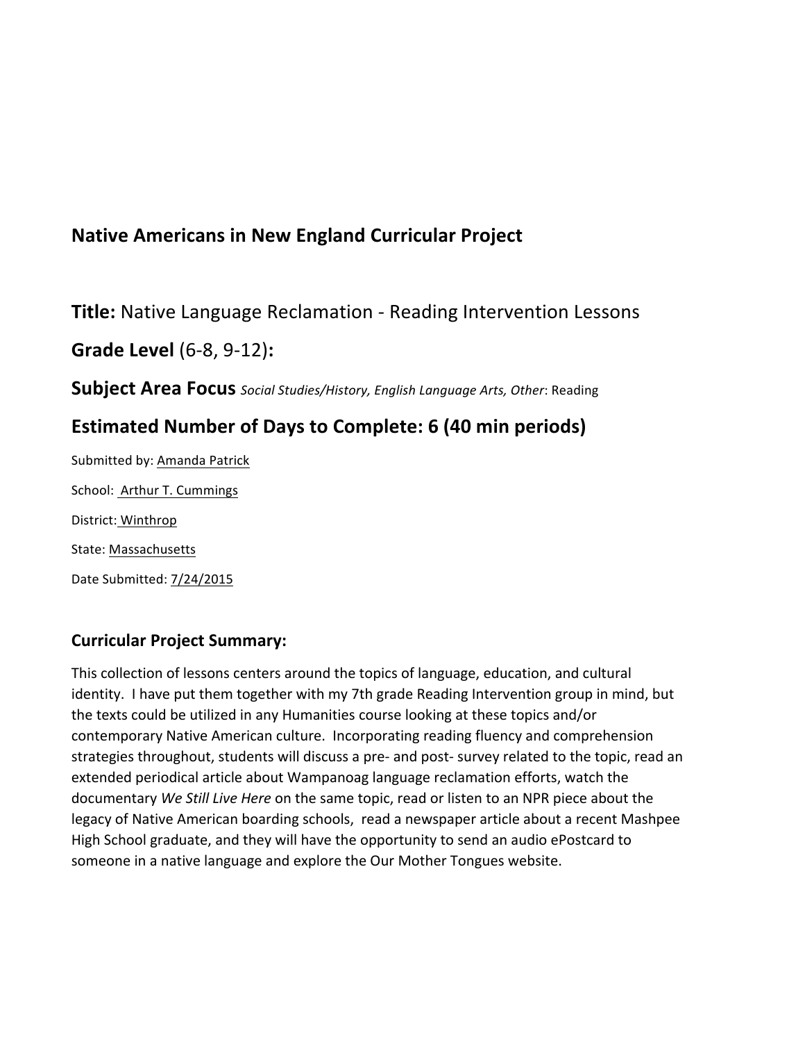## Native Americans in New England Curricular Project

**Title:** Native Language Reclamation - Reading Intervention Lessons

**Grade Level** (6-8, 9-12)**:**

**Subject Area Focus** *Social Studies/History, English Language Arts, Other*: Reading

**Estimated Number of Days to Complete: 6 (40 min periods)**

Submitted by: Amanda Patrick

School: Arthur T. Cummings

District: Winthrop

State: Massachusetts

Date Submitted: 7/24/2015

### Curricular Project Summary:

This collection of lessons centers around the topics of language, education, and cultural identity. I have put them together with my 7th grade Reading Intervention group in mind, but the texts could be utilized in any Humanities course looking at these topics and/or contemporary Native American culture. Incorporating reading fluency and comprehension strategies throughout, students will discuss a pre- and post- survey related to the topic, read an extended periodical article about Wampanoag language reclamation efforts, watch the documentary *We Still Live Here* on the same topic, read or listen to an NPR piece about the legacy of Native American boarding schools, read a newspaper article about a recent Mashpee High School graduate, and they will have the opportunity to send an audio ePostcard to someone in a native language and explore the Our Mother Tongues website.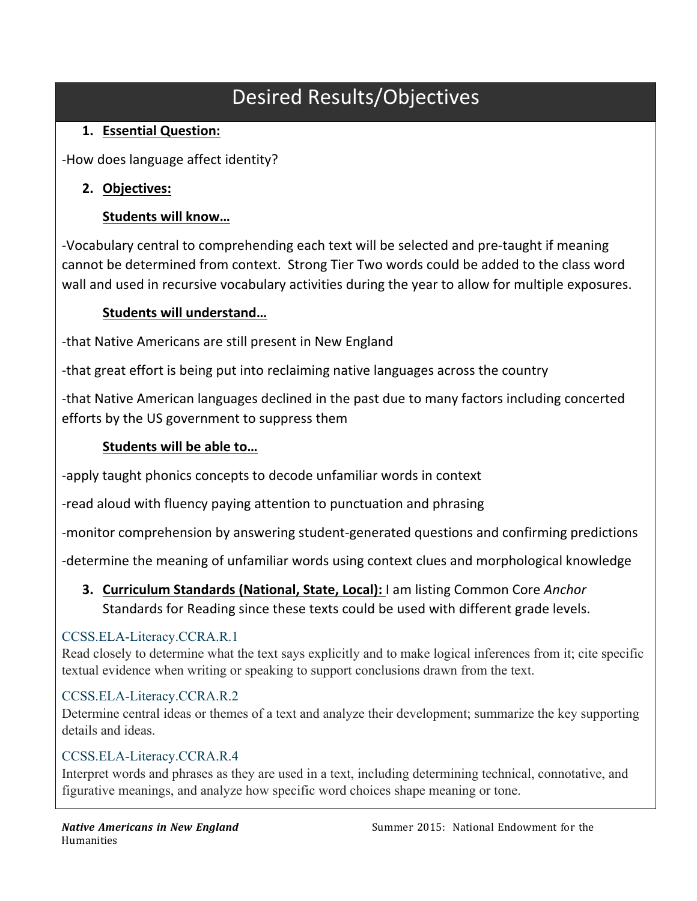# Desired Results/Objectives

1. **Essential Question:**

-How does language affect identity?

2. **Objectives:**

**Students will know…**

-Vocabulary central to comprehending each text will be selected and pre-taught if meaning cannot be determined from context. Strong Tier Two words could be added to the class word wall and used in recursive vocabulary activities during the year to allow for multiple exposures.

**Students will understand…**

-that Native Americans are still present in New England

-that great effort is being put into reclaiming native languages across the country

-that Native American languages declined in the past due to many factors including concerted efforts by the US government to suppress them

**Students will be able to…**

-apply taught phonics concepts to decode unfamiliar words in context

-read aloud with fluency paying attention to punctuation and phrasing

-monitor comprehension by answering student-generated questions and confirming predictions

-determine the meaning of unfamiliar words using context clues and morphological knowledge

3. **Curriculum Standards (National, State, Local):** I am listing Common Core *Anchor* Standards for Reading since these texts could be used with different grade levels.

CCSS.ELA-Literacy.CCRA.R.1
Read closely to determine what the text says explicitly and to make logical inferences from it; cite specific textual evidence when writing or speaking to support conclusions drawn from the text.

CCSS.ELA-Literacy.CCRA.R.2
Determine central ideas or themes of a text and analyze their development; summarize the key supporting details and ideas.

CCSS.ELA-Literacy.CCRA.R.4
Interpret words and phrases as they are used in a text, including determining technical, connotative, and figurative meanings, and analyze how specific word choices shape meaning or tone.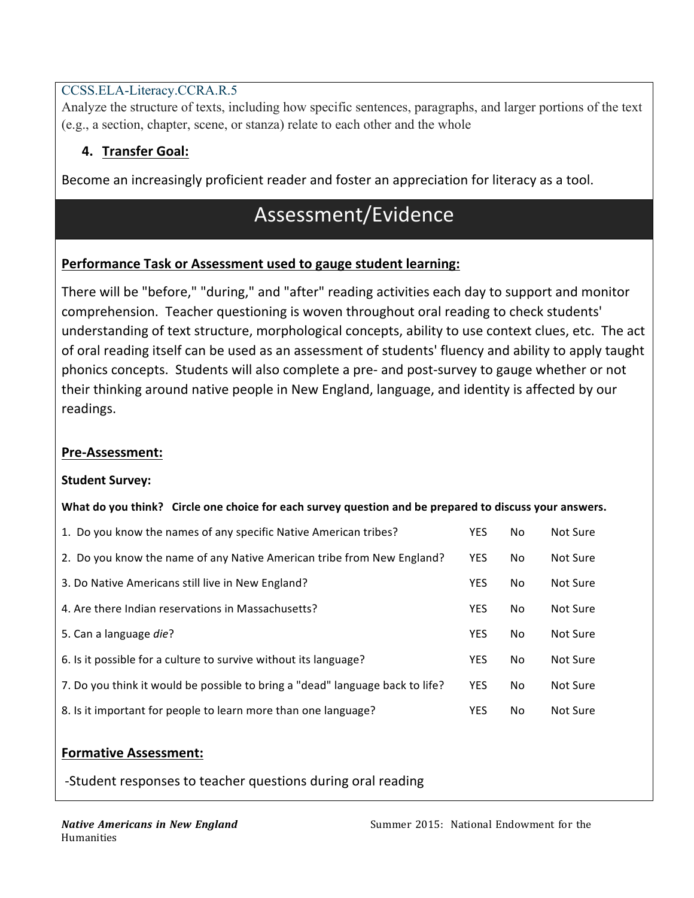CCSS.ELA-Literacy.CCRA.R.5
Analyze the structure of texts, including how specific sentences, paragraphs, and larger portions of the text (e.g., a section, chapter, scene, or stanza) relate to each other and the whole

4. **Transfer Goal:**

Become an increasingly proficient reader and foster an appreciation for literacy as a tool.

## Assessment/Evidence

**Performance Task or Assessment used to gauge student learning:**

There will be "before," "during," and "after" reading activities each day to support and monitor comprehension. Teacher questioning is woven throughout oral reading to check students' understanding of text structure, morphological concepts, ability to use context clues, etc. The act of oral reading itself can be used as an assessment of students' fluency and ability to apply taught phonics concepts. Students will also complete a pre- and post-survey to gauge whether or not their thinking around native people in New England, language, and identity is affected by our readings.

**Pre-Assessment:**

**Student Survey:**

**What do you think? Circle one choice for each survey question and be prepared to discuss your answers.**

| | | | |
|---|---|---|---|
| 1. Do you know the names of any specific Native American tribes? | YES | No | Not Sure |
| 2. Do you know the name of any Native American tribe from New England? | YES | No | Not Sure |
| 3. Do Native Americans still live in New England? | YES | No | Not Sure |
| 4. Are there Indian reservations in Massachusetts? | YES | No | Not Sure |
| 5. Can a language *die*? | YES | No | Not Sure |
| 6. Is it possible for a culture to survive without its language? | YES | No | Not Sure |
| 7. Do you think it would be possible to bring a "dead" language back to life? | YES | No | Not Sure |
| 8. Is it important for people to learn more than one language? | YES | No | Not Sure |

**Formative Assessment:**

-Student responses to teacher questions during oral reading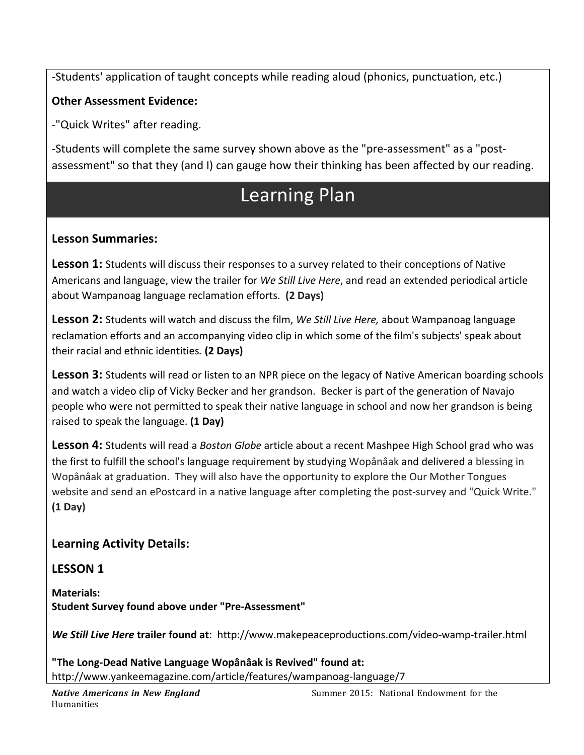-Students' application of taught concepts while reading aloud (phonics, punctuation, etc.)

**Other Assessment Evidence:**

-"Quick Writes" after reading.

-Students will complete the same survey shown above as the "pre-assessment" as a "post-assessment" so that they (and I) can gauge how their thinking has been affected by our reading.

# Learning Plan

### Lesson Summaries:

**Lesson 1:** Students will discuss their responses to a survey related to their conceptions of Native Americans and language, view the trailer for *We Still Live Here*, and read an extended periodical article about Wampanoag language reclamation efforts. **(2 Days)**

**Lesson 2:** Students will watch and discuss the film, *We Still Live Here,* about Wampanoag language reclamation efforts and an accompanying video clip in which some of the film's subjects' speak about their racial and ethnic identities. **(2 Days)**

**Lesson 3:** Students will read or listen to an NPR piece on the legacy of Native American boarding schools and watch a video clip of Vicky Becker and her grandson. Becker is part of the generation of Navajo people who were not permitted to speak their native language in school and now her grandson is being raised to speak the language. **(1 Day)**

**Lesson 4:** Students will read a *Boston Globe* article about a recent Mashpee High School grad who was the first to fulfill the school's language requirement by studying Wopânâak and delivered a blessing in Wopânâak at graduation. They will also have the opportunity to explore the Our Mother Tongues website and send an ePostcard in a native language after completing the post-survey and "Quick Write." **(1 Day)**

### Learning Activity Details:

### LESSON 1

**Materials:**
**Student Survey found above under "Pre-Assessment"**

***We Still Live Here* trailer found at**: http://www.makepeaceproductions.com/video-wamp-trailer.html

**"The Long-Dead Native Language Wopânâak is Revived" found at:**
http://www.yankeemagazine.com/article/features/wampanoag-language/7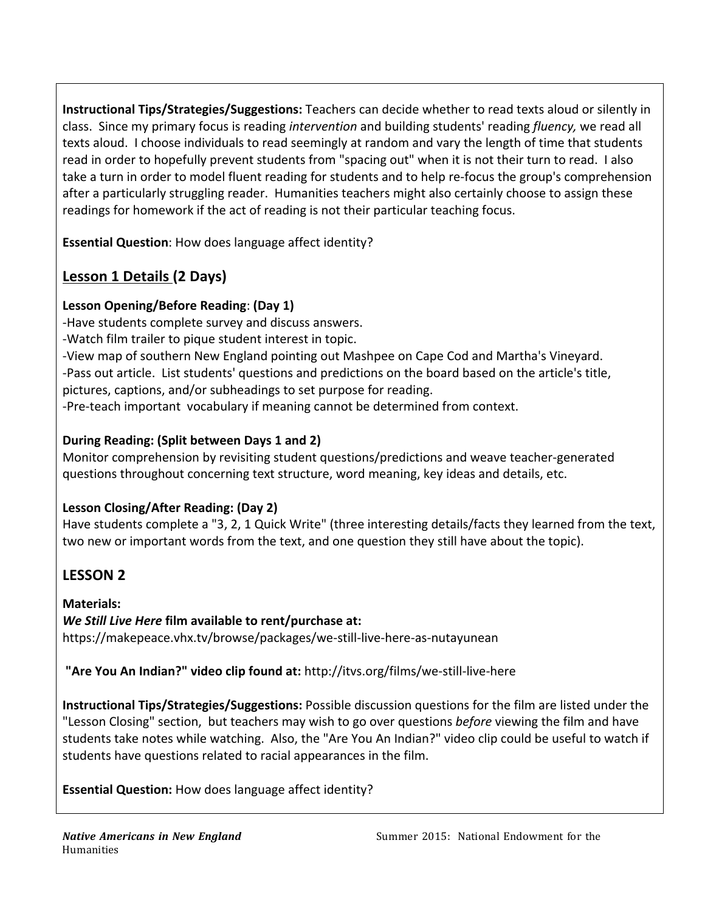**Instructional Tips/Strategies/Suggestions:** Teachers can decide whether to read texts aloud or silently in class. Since my primary focus is reading *intervention* and building students' reading *fluency,* we read all texts aloud. I choose individuals to read seemingly at random and vary the length of time that students read in order to hopefully prevent students from "spacing out" when it is not their turn to read. I also take a turn in order to model fluent reading for students and to help re-focus the group's comprehension after a particularly struggling reader. Humanities teachers might also certainly choose to assign these readings for homework if the act of reading is not their particular teaching focus.

**Essential Question**: How does language affect identity?

## Lesson 1 Details (2 Days)

**Lesson Opening/Before Reading**: **(Day 1)**

-Have students complete survey and discuss answers.
-Watch film trailer to pique student interest in topic.
-View map of southern New England pointing out Mashpee on Cape Cod and Martha's Vineyard.
-Pass out article. List students' questions and predictions on the board based on the article's title, pictures, captions, and/or subheadings to set purpose for reading.
-Pre-teach important vocabulary if meaning cannot be determined from context.

**During Reading: (Split between Days 1 and 2)**

Monitor comprehension by revisiting student questions/predictions and weave teacher-generated questions throughout concerning text structure, word meaning, key ideas and details, etc.

**Lesson Closing/After Reading: (Day 2)**

Have students complete a "3, 2, 1 Quick Write" (three interesting details/facts they learned from the text, two new or important words from the text, and one question they still have about the topic).

## LESSON 2

**Materials:**

***We Still Live Here* film available to rent/purchase at:**
https://makepeace.vhx.tv/browse/packages/we-still-live-here-as-nutayunean

**"Are You An Indian?" video clip found at:** http://itvs.org/films/we-still-live-here

**Instructional Tips/Strategies/Suggestions:** Possible discussion questions for the film are listed under the "Lesson Closing" section, but teachers may wish to go over questions *before* viewing the film and have students take notes while watching. Also, the "Are You An Indian?" video clip could be useful to watch if students have questions related to racial appearances in the film.

**Essential Question:** How does language affect identity?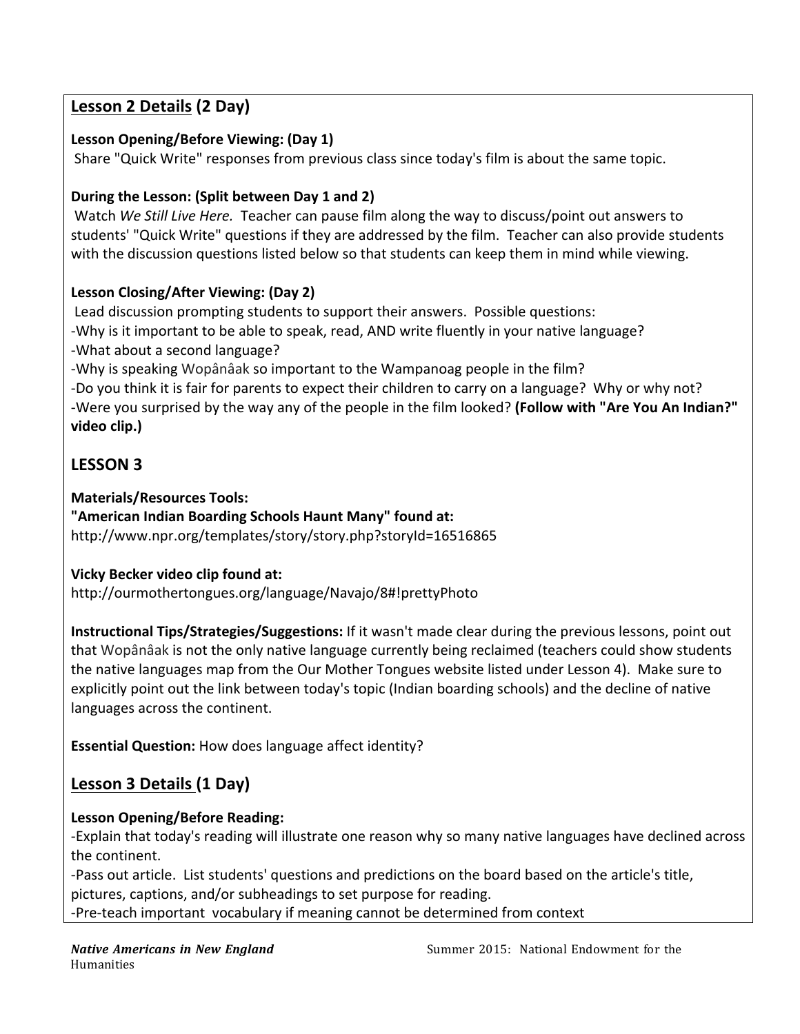## Lesson 2 Details (2 Day)

**Lesson Opening/Before Viewing: (Day 1)**
Share "Quick Write" responses from previous class since today's film is about the same topic.

**During the Lesson: (Split between Day 1 and 2)**
Watch *We Still Live Here.* Teacher can pause film along the way to discuss/point out answers to students' "Quick Write" questions if they are addressed by the film. Teacher can also provide students with the discussion questions listed below so that students can keep them in mind while viewing.

**Lesson Closing/After Viewing: (Day 2)**
Lead discussion prompting students to support their answers. Possible questions:
-Why is it important to be able to speak, read, AND write fluently in your native language?
-What about a second language?
-Why is speaking Wopânâak so important to the Wampanoag people in the film?
-Do you think it is fair for parents to expect their children to carry on a language? Why or why not?
-Were you surprised by the way any of the people in the film looked? **(Follow with "Are You An Indian?" video clip.)**

## LESSON 3

**Materials/Resources Tools:**
**"American Indian Boarding Schools Haunt Many" found at:**
http://www.npr.org/templates/story/story.php?storyId=16516865

**Vicky Becker video clip found at:**
http://ourmothertongues.org/language/Navajo/8#!prettyPhoto

**Instructional Tips/Strategies/Suggestions:** If it wasn't made clear during the previous lessons, point out that Wopânâak is not the only native language currently being reclaimed (teachers could show students the native languages map from the Our Mother Tongues website listed under Lesson 4). Make sure to explicitly point out the link between today's topic (Indian boarding schools) and the decline of native languages across the continent.

**Essential Question:** How does language affect identity?

## Lesson 3 Details (1 Day)

**Lesson Opening/Before Reading:**
-Explain that today's reading will illustrate one reason why so many native languages have declined across the continent.
-Pass out article. List students' questions and predictions on the board based on the article's title, pictures, captions, and/or subheadings to set purpose for reading.
-Pre-teach important vocabulary if meaning cannot be determined from context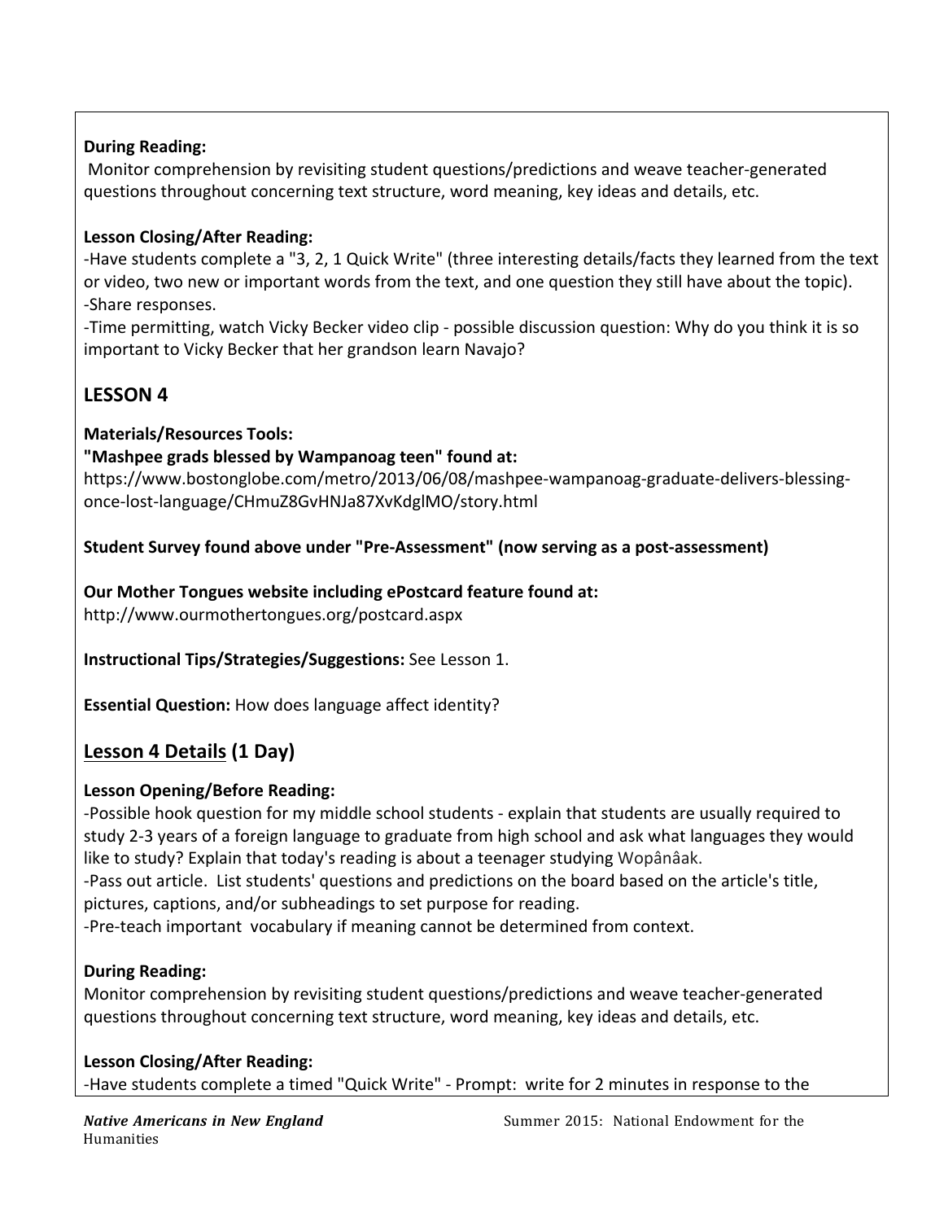**During Reading:**
Monitor comprehension by revisiting student questions/predictions and weave teacher-generated questions throughout concerning text structure, word meaning, key ideas and details, etc.

**Lesson Closing/After Reading:**
-Have students complete a "3, 2, 1 Quick Write" (three interesting details/facts they learned from the text or video, two new or important words from the text, and one question they still have about the topic).
-Share responses.
-Time permitting, watch Vicky Becker video clip - possible discussion question: Why do you think it is so important to Vicky Becker that her grandson learn Navajo?

## LESSON 4

**Materials/Resources Tools:**
**"Mashpee grads blessed by Wampanoag teen" found at:**
https://www.bostonglobe.com/metro/2013/06/08/mashpee-wampanoag-graduate-delivers-blessing-once-lost-language/CHmuZ8GvHNJa87XvKdglMO/story.html

**Student Survey found above under "Pre-Assessment" (now serving as a post-assessment)**

**Our Mother Tongues website including ePostcard feature found at:**
http://www.ourmothertongues.org/postcard.aspx

**Instructional Tips/Strategies/Suggestions:** See Lesson 1.

**Essential Question:** How does language affect identity?

## Lesson 4 Details (1 Day)

**Lesson Opening/Before Reading:**
-Possible hook question for my middle school students - explain that students are usually required to study 2-3 years of a foreign language to graduate from high school and ask what languages they would like to study? Explain that today's reading is about a teenager studying Wopânâak.
-Pass out article. List students' questions and predictions on the board based on the article's title, pictures, captions, and/or subheadings to set purpose for reading.
-Pre-teach important vocabulary if meaning cannot be determined from context.

**During Reading:**
Monitor comprehension by revisiting student questions/predictions and weave teacher-generated questions throughout concerning text structure, word meaning, key ideas and details, etc.

**Lesson Closing/After Reading:**
-Have students complete a timed "Quick Write" - Prompt: write for 2 minutes in response to the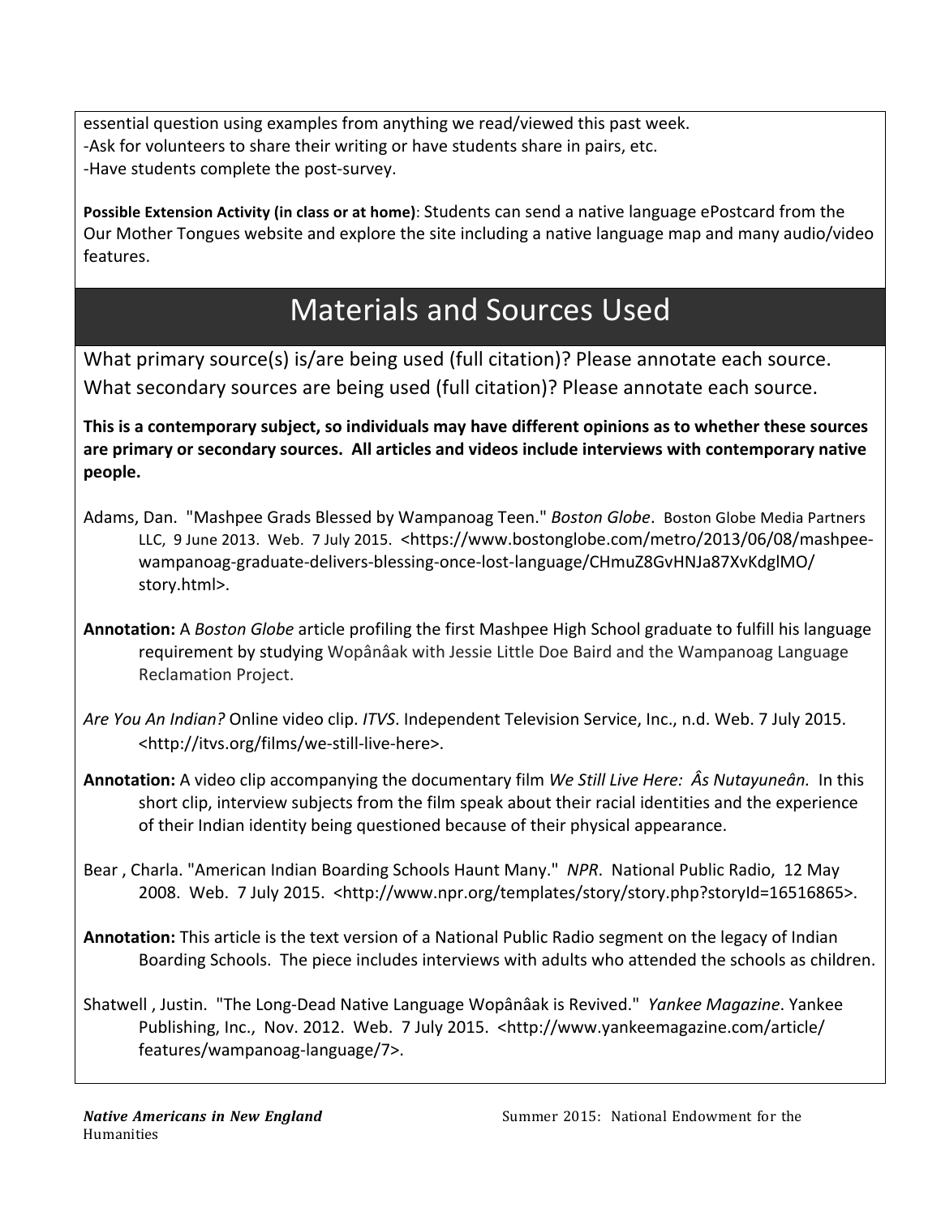essential question using examples from anything we read/viewed this past week.
-Ask for volunteers to share their writing or have students share in pairs, etc.
-Have students complete the post-survey.

**Possible Extension Activity (in class or at home)**: Students can send a native language ePostcard from the Our Mother Tongues website and explore the site including a native language map and many audio/video features.

# Materials and Sources Used

What primary source(s) is/are being used (full citation)? Please annotate each source.
What secondary sources are being used (full citation)? Please annotate each source.

**This is a contemporary subject, so individuals may have different opinions as to whether these sources are primary or secondary sources. All articles and videos include interviews with contemporary native people.**

Adams, Dan. "Mashpee Grads Blessed by Wampanoag Teen." *Boston Globe*. Boston Globe Media Partners LLC, 9 June 2013. Web. 7 July 2015. <https://www.bostonglobe.com/metro/2013/06/08/mashpee-wampanoag-graduate-delivers-blessing-once-lost-language/CHmuZ8GvHNJa87XvKdglMO/story.html>.

**Annotation:** A *Boston Globe* article profiling the first Mashpee High School graduate to fulfill his language requirement by studying Wopânâak with Jessie Little Doe Baird and the Wampanoag Language Reclamation Project.

*Are You An Indian?* Online video clip. *ITVS*. Independent Television Service, Inc., n.d. Web. 7 July 2015. <http://itvs.org/films/we-still-live-here>.

**Annotation:** A video clip accompanying the documentary film *We Still Live Here: Âs Nutayuneân.* In this short clip, interview subjects from the film speak about their racial identities and the experience of their Indian identity being questioned because of their physical appearance.

Bear , Charla. "American Indian Boarding Schools Haunt Many." *NPR*. National Public Radio, 12 May 2008. Web. 7 July 2015. <http://www.npr.org/templates/story/story.php?storyId=16516865>.

**Annotation:** This article is the text version of a National Public Radio segment on the legacy of Indian Boarding Schools. The piece includes interviews with adults who attended the schools as children.

Shatwell , Justin. "The Long-Dead Native Language Wopânâak is Revived." *Yankee Magazine*. Yankee Publishing, Inc., Nov. 2012. Web. 7 July 2015. <http://www.yankeemagazine.com/article/features/wampanoag-language/7>.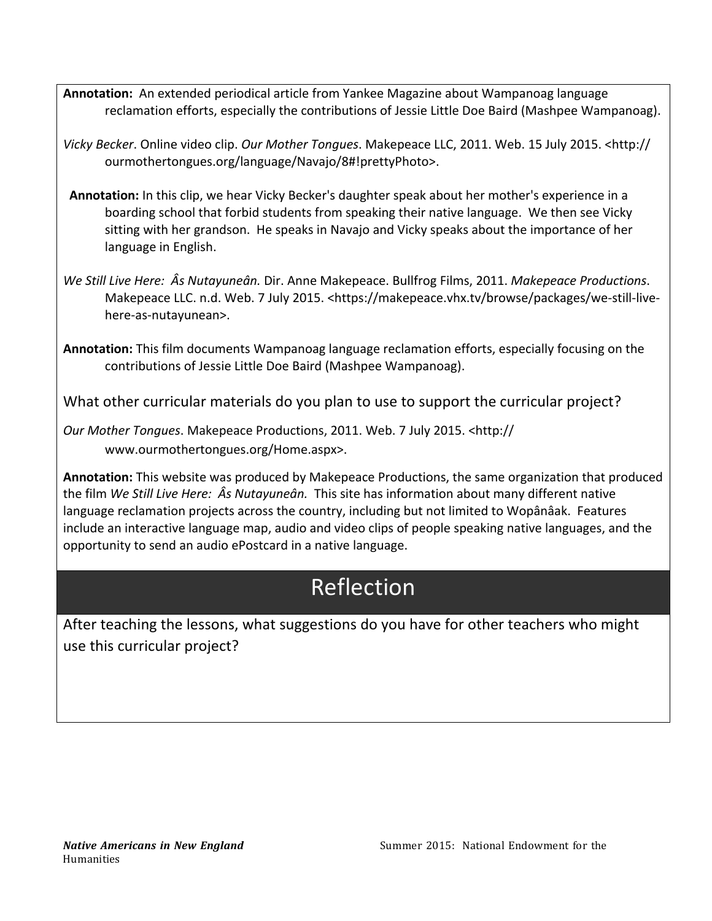**Annotation:** An extended periodical article from Yankee Magazine about Wampanoag language reclamation efforts, especially the contributions of Jessie Little Doe Baird (Mashpee Wampanoag).

*Vicky Becker*. Online video clip. *Our Mother Tongues*. Makepeace LLC, 2011. Web. 15 July 2015. <http://ourmothertongues.org/language/Navajo/8#!prettyPhoto>.

**Annotation:** In this clip, we hear Vicky Becker's daughter speak about her mother's experience in a boarding school that forbid students from speaking their native language. We then see Vicky sitting with her grandson. He speaks in Navajo and Vicky speaks about the importance of her language in English.

*We Still Live Here: Âs Nutayuneân.* Dir. Anne Makepeace. Bullfrog Films, 2011. *Makepeace Productions*. Makepeace LLC. n.d. Web. 7 July 2015. <https://makepeace.vhx.tv/browse/packages/we-still-live-here-as-nutayunean>.

**Annotation:** This film documents Wampanoag language reclamation efforts, especially focusing on the contributions of Jessie Little Doe Baird (Mashpee Wampanoag).

What other curricular materials do you plan to use to support the curricular project?

*Our Mother Tongues*. Makepeace Productions, 2011. Web. 7 July 2015. <http://www.ourmothertongues.org/Home.aspx>.

**Annotation:** This website was produced by Makepeace Productions, the same organization that produced the film *We Still Live Here: Âs Nutayuneân.* This site has information about many different native language reclamation projects across the country, including but not limited to Wopânâak. Features include an interactive language map, audio and video clips of people speaking native languages, and the opportunity to send an audio ePostcard in a native language.

## Reflection

After teaching the lessons, what suggestions do you have for other teachers who might use this curricular project?